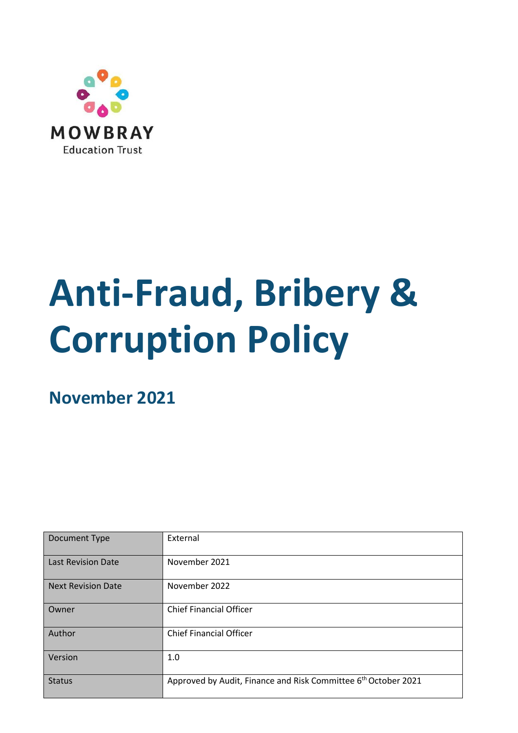MOWBRAY

Education Trust

# Anti-Fraud, Bribery & Corruption Policy

## November 2021

| Document Type | External |
|---|---|
| Last Revision Date | November 2021 |
| Next Revision Date | November 2022 |
| Owner | Chief Financial Officer |
| Author | Chief Financial Officer |
| Version | 1.0 |
| Status | Approved by Audit, Finance and Risk Committee 6th October 2021 |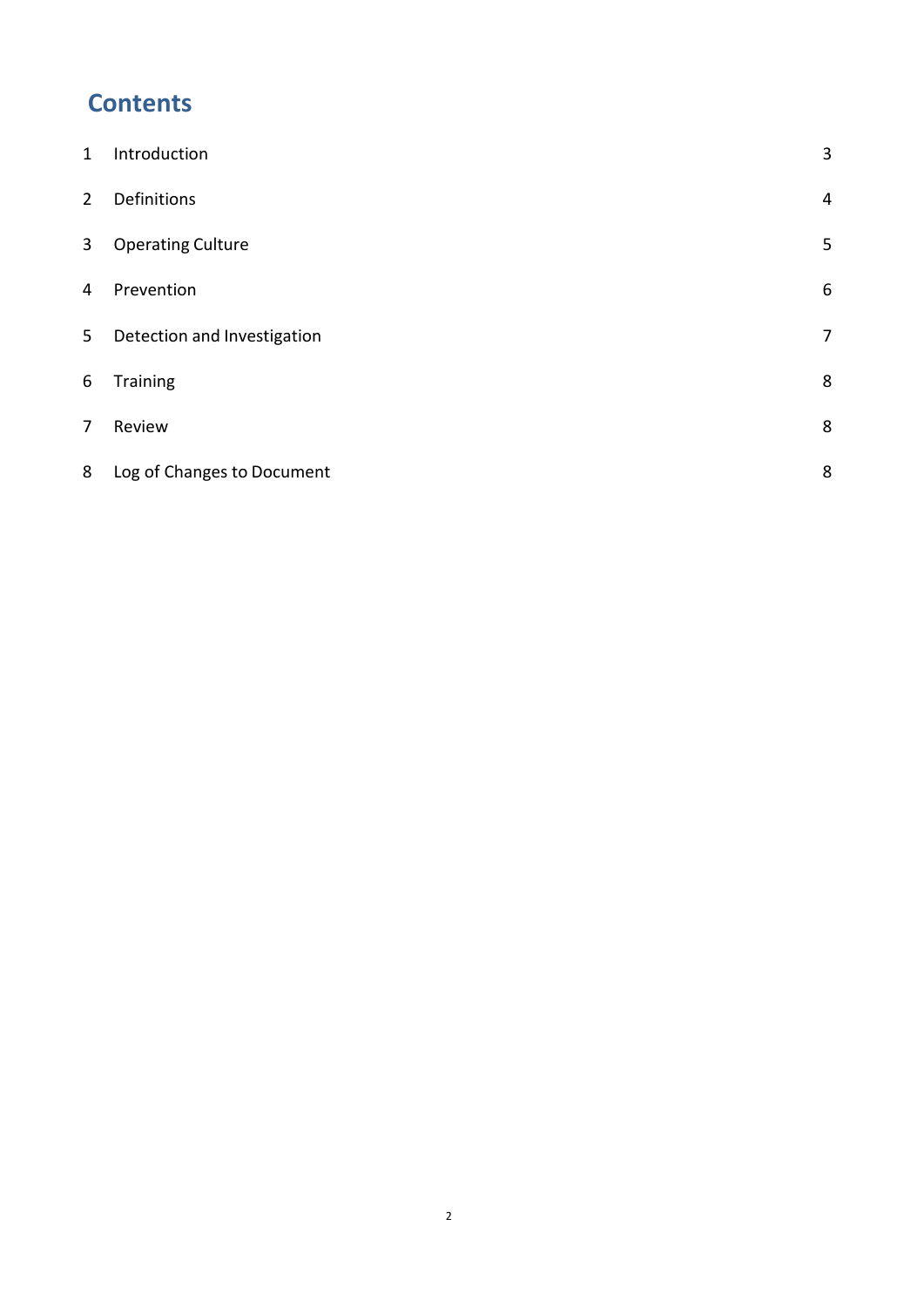# Contents

| | | |
|---|---|---|
| 1 | Introduction | 3 |
| 2 | Definitions | 4 |
| 3 | Operating Culture | 5 |
| 4 | Prevention | 6 |
| 5 | Detection and Investigation | 7 |
| 6 | Training | 8 |
| 7 | Review | 8 |
| 8 | Log of Changes to Document | 8 |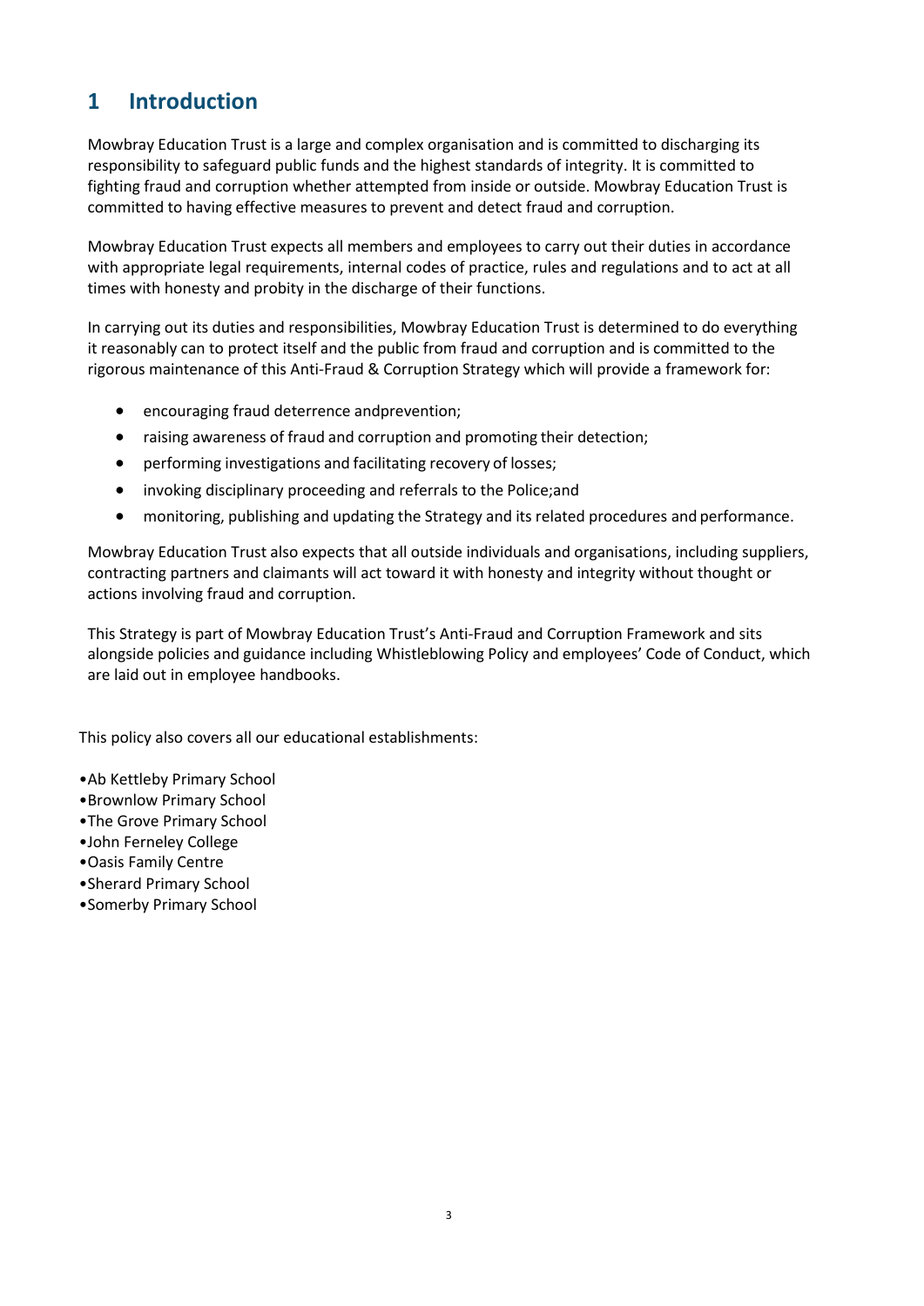# 1 Introduction

Mowbray Education Trust is a large and complex organisation and is committed to discharging its responsibility to safeguard public funds and the highest standards of integrity. It is committed to fighting fraud and corruption whether attempted from inside or outside. Mowbray Education Trust is committed to having effective measures to prevent and detect fraud and corruption.

Mowbray Education Trust expects all members and employees to carry out their duties in accordance with appropriate legal requirements, internal codes of practice, rules and regulations and to act at all times with honesty and probity in the discharge of their functions.

In carrying out its duties and responsibilities, Mowbray Education Trust is determined to do everything it reasonably can to protect itself and the public from fraud and corruption and is committed to the rigorous maintenance of this Anti-Fraud & Corruption Strategy which will provide a framework for:

- encouraging fraud deterrence andprevention;
- raising awareness of fraud and corruption and promoting their detection;
- performing investigations and facilitating recovery of losses;
- invoking disciplinary proceeding and referrals to the Police;and
- monitoring, publishing and updating the Strategy and its related procedures and performance.

Mowbray Education Trust also expects that all outside individuals and organisations, including suppliers, contracting partners and claimants will act toward it with honesty and integrity without thought or actions involving fraud and corruption.

This Strategy is part of Mowbray Education Trust's Anti-Fraud and Corruption Framework and sits alongside policies and guidance including Whistleblowing Policy and employees' Code of Conduct, which are laid out in employee handbooks.

This policy also covers all our educational establishments:

- Ab Kettleby Primary School
- Brownlow Primary School
- The Grove Primary School
- John Ferneley College
- Oasis Family Centre
- Sherard Primary School
- Somerby Primary School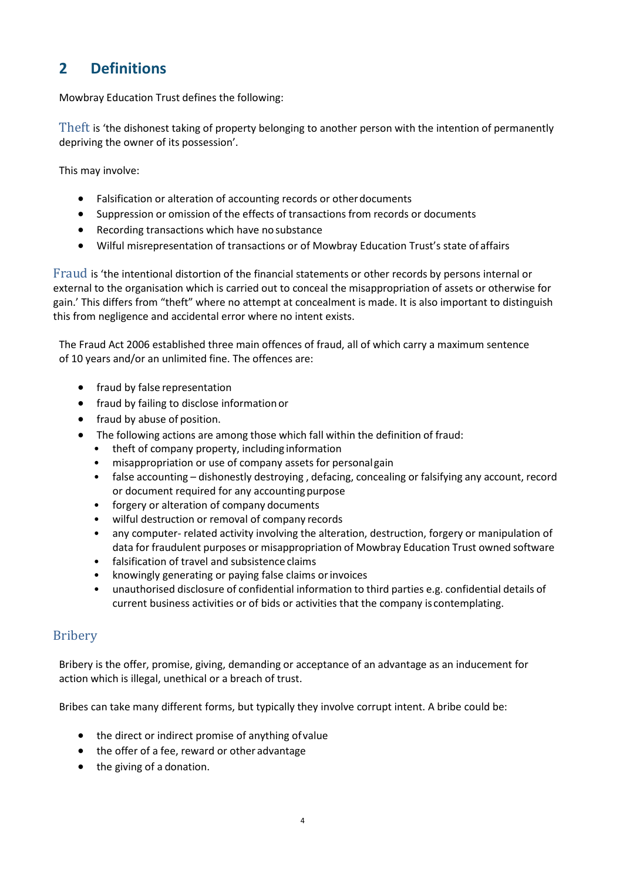## 2 Definitions

Mowbray Education Trust defines the following:

**Theft** is 'the dishonest taking of property belonging to another person with the intention of permanently depriving the owner of its possession'.

This may involve:

- Falsification or alteration of accounting records or other documents
- Suppression or omission of the effects of transactions from records or documents
- Recording transactions which have no substance
- Wilful misrepresentation of transactions or of Mowbray Education Trust's state of affairs

**Fraud** is 'the intentional distortion of the financial statements or other records by persons internal or external to the organisation which is carried out to conceal the misappropriation of assets or otherwise for gain.' This differs from "theft" where no attempt at concealment is made. It is also important to distinguish this from negligence and accidental error where no intent exists.

The Fraud Act 2006 established three main offences of fraud, all of which carry a maximum sentence of 10 years and/or an unlimited fine. The offences are:

- fraud by false representation
- fraud by failing to disclose information or
- fraud by abuse of position.
- The following actions are among those which fall within the definition of fraud:
  - theft of company property, including information
  - misappropriation or use of company assets for personal gain
  - false accounting – dishonestly destroying , defacing, concealing or falsifying any account, record or document required for any accounting purpose
  - forgery or alteration of company documents
  - wilful destruction or removal of company records
  - any computer- related activity involving the alteration, destruction, forgery or manipulation of data for fraudulent purposes or misappropriation of Mowbray Education Trust owned software
  - falsification of travel and subsistence claims
  - knowingly generating or paying false claims or invoices
  - unauthorised disclosure of confidential information to third parties e.g. confidential details of current business activities or of bids or activities that the company is contemplating.

### Bribery

Bribery is the offer, promise, giving, demanding or acceptance of an advantage as an inducement for action which is illegal, unethical or a breach of trust.

Bribes can take many different forms, but typically they involve corrupt intent. A bribe could be:

- the direct or indirect promise of anything of value
- the offer of a fee, reward or other advantage
- the giving of a donation.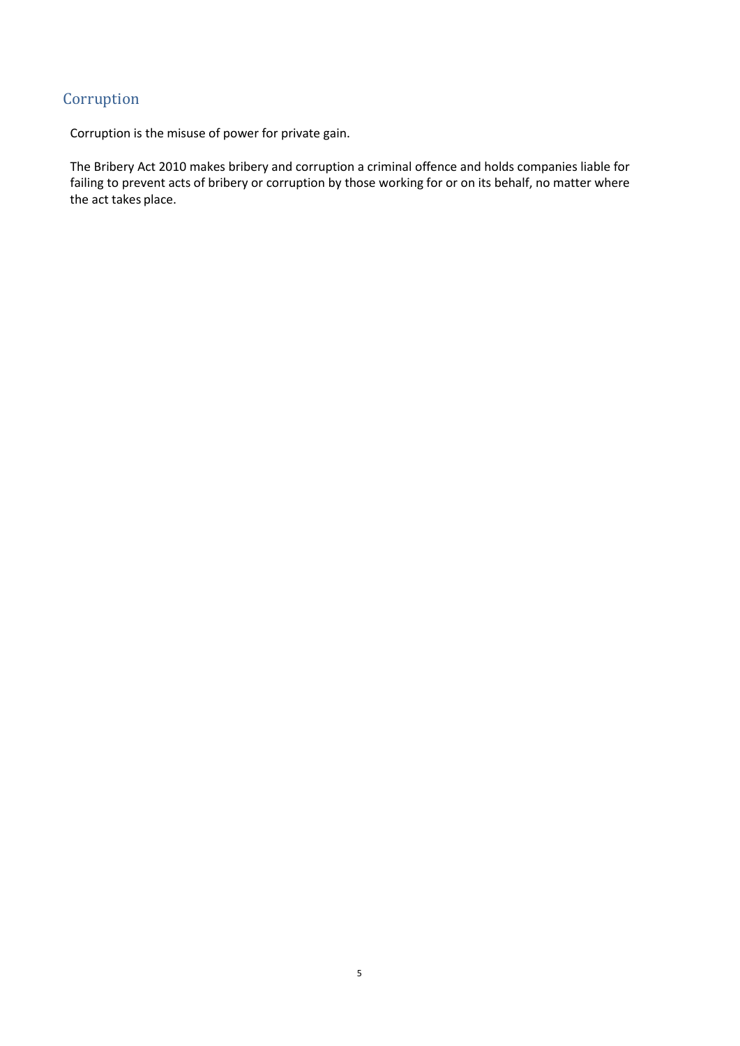## Corruption

Corruption is the misuse of power for private gain.

The Bribery Act 2010 makes bribery and corruption a criminal offence and holds companies liable for failing to prevent acts of bribery or corruption by those working for or on its behalf, no matter where the act takes place.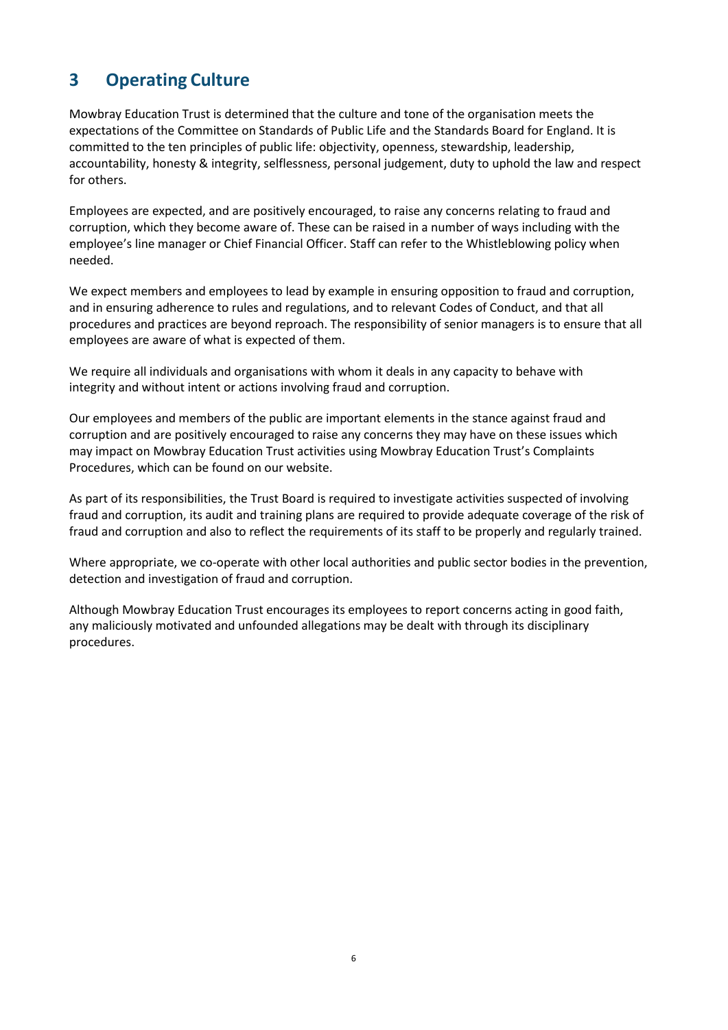## 3 Operating Culture

Mowbray Education Trust is determined that the culture and tone of the organisation meets the expectations of the Committee on Standards of Public Life and the Standards Board for England. It is committed to the ten principles of public life: objectivity, openness, stewardship, leadership, accountability, honesty & integrity, selflessness, personal judgement, duty to uphold the law and respect for others.

Employees are expected, and are positively encouraged, to raise any concerns relating to fraud and corruption, which they become aware of. These can be raised in a number of ways including with the employee's line manager or Chief Financial Officer. Staff can refer to the Whistleblowing policy when needed.

We expect members and employees to lead by example in ensuring opposition to fraud and corruption, and in ensuring adherence to rules and regulations, and to relevant Codes of Conduct, and that all procedures and practices are beyond reproach. The responsibility of senior managers is to ensure that all employees are aware of what is expected of them.

We require all individuals and organisations with whom it deals in any capacity to behave with integrity and without intent or actions involving fraud and corruption.

Our employees and members of the public are important elements in the stance against fraud and corruption and are positively encouraged to raise any concerns they may have on these issues which may impact on Mowbray Education Trust activities using Mowbray Education Trust's Complaints Procedures, which can be found on our website.

As part of its responsibilities, the Trust Board is required to investigate activities suspected of involving fraud and corruption, its audit and training plans are required to provide adequate coverage of the risk of fraud and corruption and also to reflect the requirements of its staff to be properly and regularly trained.

Where appropriate, we co-operate with other local authorities and public sector bodies in the prevention, detection and investigation of fraud and corruption.

Although Mowbray Education Trust encourages its employees to report concerns acting in good faith, any maliciously motivated and unfounded allegations may be dealt with through its disciplinary procedures.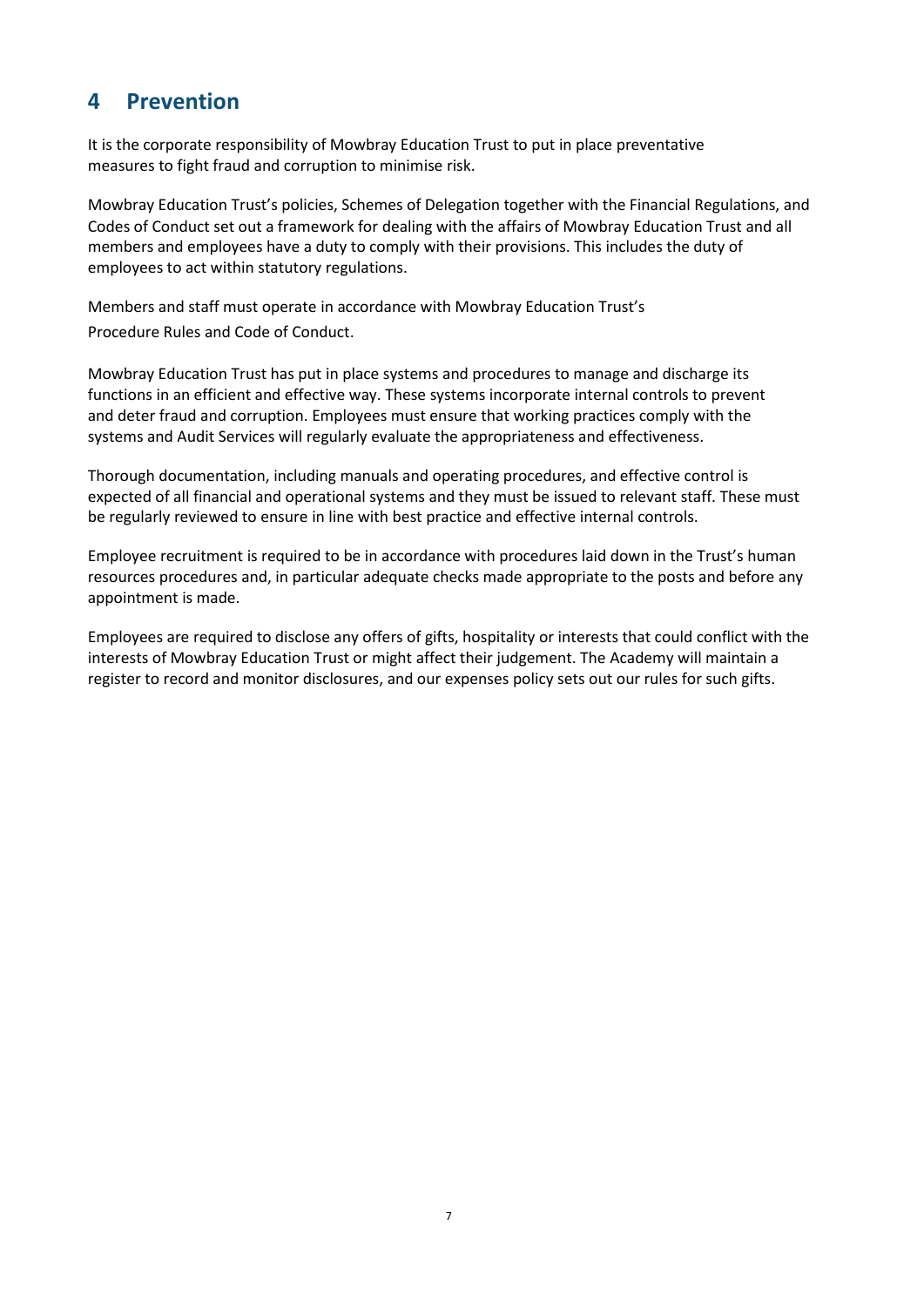# 4 Prevention

It is the corporate responsibility of Mowbray Education Trust to put in place preventative measures to fight fraud and corruption to minimise risk.

Mowbray Education Trust's policies, Schemes of Delegation together with the Financial Regulations, and Codes of Conduct set out a framework for dealing with the affairs of Mowbray Education Trust and all members and employees have a duty to comply with their provisions. This includes the duty of employees to act within statutory regulations.

Members and staff must operate in accordance with Mowbray Education Trust's Procedure Rules and Code of Conduct.

Mowbray Education Trust has put in place systems and procedures to manage and discharge its functions in an efficient and effective way. These systems incorporate internal controls to prevent and deter fraud and corruption. Employees must ensure that working practices comply with the systems and Audit Services will regularly evaluate the appropriateness and effectiveness.

Thorough documentation, including manuals and operating procedures, and effective control is expected of all financial and operational systems and they must be issued to relevant staff. These must be regularly reviewed to ensure in line with best practice and effective internal controls.

Employee recruitment is required to be in accordance with procedures laid down in the Trust's human resources procedures and, in particular adequate checks made appropriate to the posts and before any appointment is made.

Employees are required to disclose any offers of gifts, hospitality or interests that could conflict with the interests of Mowbray Education Trust or might affect their judgement. The Academy will maintain a register to record and monitor disclosures, and our expenses policy sets out our rules for such gifts.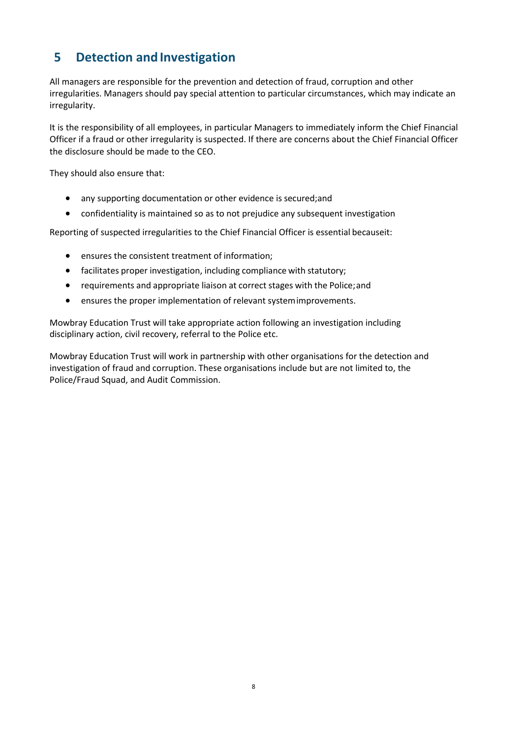## 5 Detection and Investigation

All managers are responsible for the prevention and detection of fraud, corruption and other irregularities. Managers should pay special attention to particular circumstances, which may indicate an irregularity.

It is the responsibility of all employees, in particular Managers to immediately inform the Chief Financial Officer if a fraud or other irregularity is suspected. If there are concerns about the Chief Financial Officer the disclosure should be made to the CEO.

They should also ensure that:

- any supporting documentation or other evidence is secured;and
- confidentiality is maintained so as to not prejudice any subsequent investigation

Reporting of suspected irregularities to the Chief Financial Officer is essential becauseit:

- ensures the consistent treatment of information;
- facilitates proper investigation, including compliance with statutory;
- requirements and appropriate liaison at correct stages with the Police;and
- ensures the proper implementation of relevant systemimprovements.

Mowbray Education Trust will take appropriate action following an investigation including disciplinary action, civil recovery, referral to the Police etc.

Mowbray Education Trust will work in partnership with other organisations for the detection and investigation of fraud and corruption. These organisations include but are not limited to, the Police/Fraud Squad, and Audit Commission.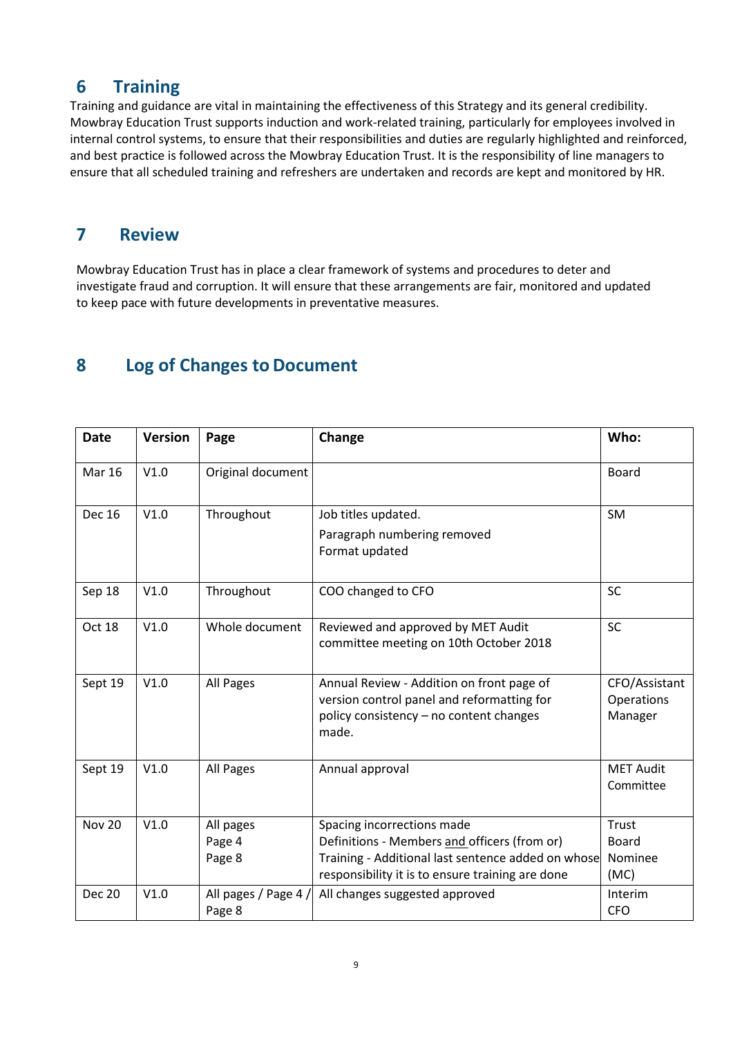## 6 Training

Training and guidance are vital in maintaining the effectiveness of this Strategy and its general credibility. Mowbray Education Trust supports induction and work-related training, particularly for employees involved in internal control systems, to ensure that their responsibilities and duties are regularly highlighted and reinforced, and best practice is followed across the Mowbray Education Trust. It is the responsibility of line managers to ensure that all scheduled training and refreshers are undertaken and records are kept and monitored by HR.

## 7 Review

Mowbray Education Trust has in place a clear framework of systems and procedures to deter and investigate fraud and corruption. It will ensure that these arrangements are fair, monitored and updated to keep pace with future developments in preventative measures.

## 8 Log of Changes to Document

| Date | Version | Page | Change | Who: |
|---|---|---|---|---|
| Mar 16 | V1.0 | Original document | | Board |
| Dec 16 | V1.0 | Throughout | Job titles updated.<br>Paragraph numbering removed<br>Format updated | SM |
| Sep 18 | V1.0 | Throughout | COO changed to CFO | SC |
| Oct 18 | V1.0 | Whole document | Reviewed and approved by MET Audit committee meeting on 10th October 2018 | SC |
| Sept 19 | V1.0 | All Pages | Annual Review - Addition on front page of version control panel and reformatting for policy consistency – no content changes made. | CFO/Assistant Operations Manager |
| Sept 19 | V1.0 | All Pages | Annual approval | MET Audit Committee |
| Nov 20 | V1.0 | All pages<br>Page 4<br>Page 8 | Spacing incorrections made<br>Definitions - Members and officers (from or)<br>Training - Additional last sentence added on whose responsibility it is to ensure training are done | Trust Board Nominee (MC) |
| Dec 20 | V1.0 | All pages / Page 4 / Page 8 | All changes suggested approved | Interim CFO |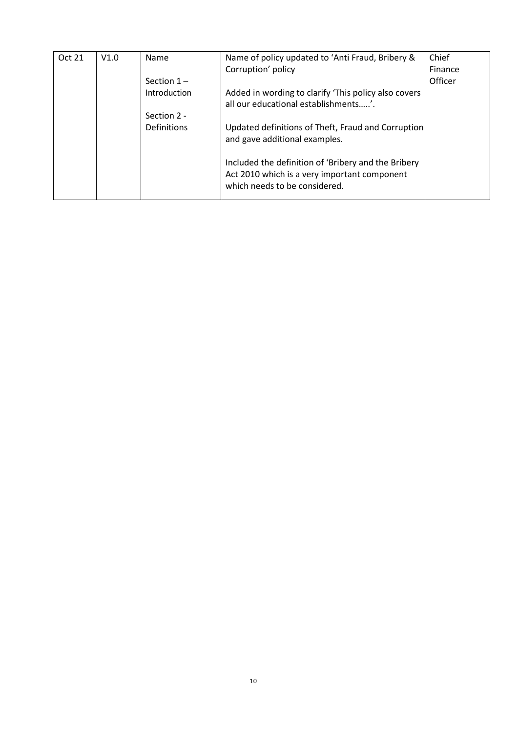| | | | | |
|---|---|---|---|---|
| Oct 21 | V1.0 | Name<br><br>Section 1 – Introduction<br><br>Section 2 - Definitions | Name of policy updated to 'Anti Fraud, Bribery & Corruption' policy<br><br>Added in wording to clarify 'This policy also covers all our educational establishments…..'.<br><br>Updated definitions of Theft, Fraud and Corruption and gave additional examples.<br><br>Included the definition of 'Bribery and the Bribery Act 2010 which is a very important component which needs to be considered. | Chief Finance Officer |